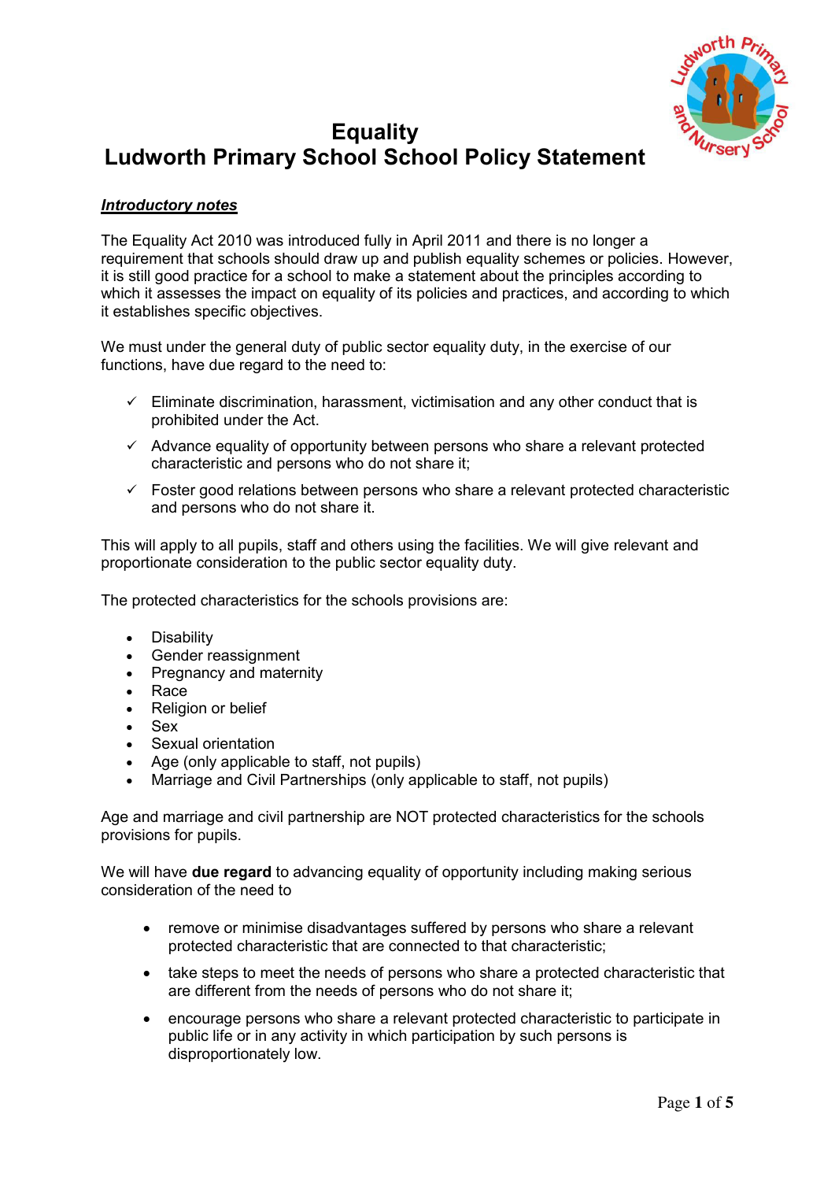# Equality
# Ludworth Primary School School Policy Statement

***Introductory notes***

The Equality Act 2010 was introduced fully in April 2011 and there is no longer a requirement that schools should draw up and publish equality schemes or policies. However, it is still good practice for a school to make a statement about the principles according to which it assesses the impact on equality of its policies and practices, and according to which it establishes specific objectives.

We must under the general duty of public sector equality duty, in the exercise of our functions, have due regard to the need to:

- ✓ Eliminate discrimination, harassment, victimisation and any other conduct that is prohibited under the Act.
- ✓ Advance equality of opportunity between persons who share a relevant protected characteristic and persons who do not share it;
- ✓ Foster good relations between persons who share a relevant protected characteristic and persons who do not share it.

This will apply to all pupils, staff and others using the facilities. We will give relevant and proportionate consideration to the public sector equality duty.

The protected characteristics for the schools provisions are:

- Disability
- Gender reassignment
- Pregnancy and maternity
- Race
- Religion or belief
- Sex
- Sexual orientation
- Age (only applicable to staff, not pupils)
- Marriage and Civil Partnerships (only applicable to staff, not pupils)

Age and marriage and civil partnership are NOT protected characteristics for the schools provisions for pupils.

We will have **due regard** to advancing equality of opportunity including making serious consideration of the need to

- remove or minimise disadvantages suffered by persons who share a relevant protected characteristic that are connected to that characteristic;
- take steps to meet the needs of persons who share a protected characteristic that are different from the needs of persons who do not share it;
- encourage persons who share a relevant protected characteristic to participate in public life or in any activity in which participation by such persons is disproportionately low.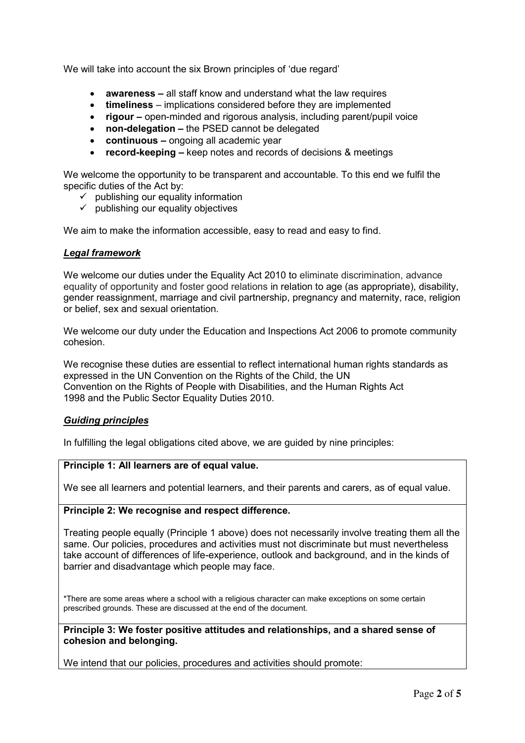We will take into account the six Brown principles of 'due regard'

- **awareness –** all staff know and understand what the law requires
- **timeliness** – implications considered before they are implemented
- **rigour –** open-minded and rigorous analysis, including parent/pupil voice
- **non-delegation –** the PSED cannot be delegated
- **continuous –** ongoing all academic year
- **record-keeping –** keep notes and records of decisions & meetings

We welcome the opportunity to be transparent and accountable. To this end we fulfil the specific duties of the Act by:

- ✓ publishing our equality information
- ✓ publishing our equality objectives

We aim to make the information accessible, easy to read and easy to find.

### ***Legal framework***

We welcome our duties under the Equality Act 2010 to eliminate discrimination, advance equality of opportunity and foster good relations in relation to age (as appropriate), disability, gender reassignment, marriage and civil partnership, pregnancy and maternity, race, religion or belief, sex and sexual orientation.

We welcome our duty under the Education and Inspections Act 2006 to promote community cohesion.

We recognise these duties are essential to reflect international human rights standards as expressed in the UN Convention on the Rights of the Child, the UN Convention on the Rights of People with Disabilities, and the Human Rights Act 1998 and the Public Sector Equality Duties 2010.

### ***Guiding principles***

In fulfilling the legal obligations cited above, we are guided by nine principles:

**Principle 1: All learners are of equal value.**

We see all learners and potential learners, and their parents and carers, as of equal value.

**Principle 2: We recognise and respect difference.**

Treating people equally (Principle 1 above) does not necessarily involve treating them all the same. Our policies, procedures and activities must not discriminate but must nevertheless take account of differences of life-experience, outlook and background, and in the kinds of barrier and disadvantage which people may face.

*There are some areas where a school with a religious character can make exceptions on some certain prescribed grounds. These are discussed at the end of the document.

**Principle 3: We foster positive attitudes and relationships, and a shared sense of cohesion and belonging.**

We intend that our policies, procedures and activities should promote: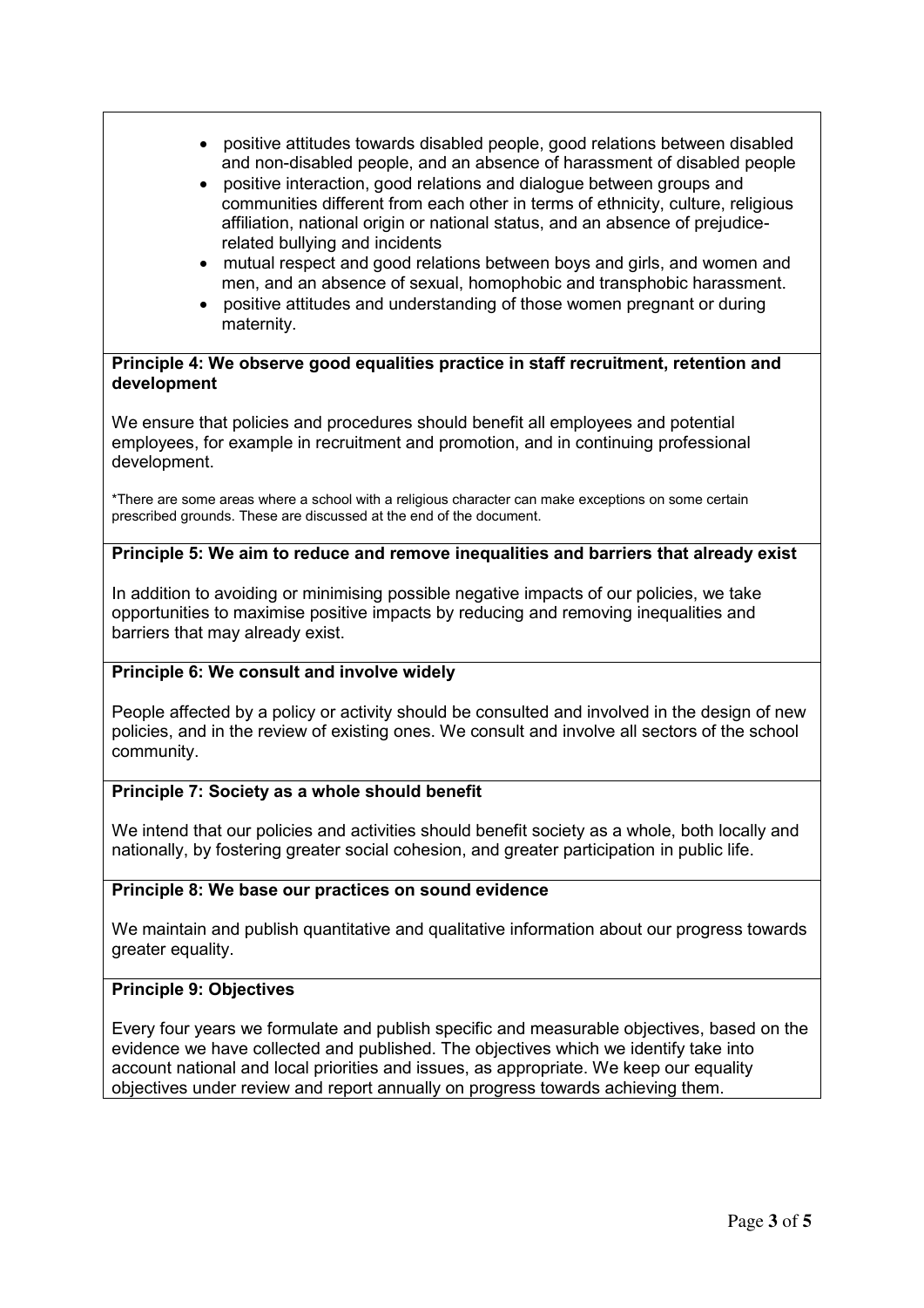- positive attitudes towards disabled people, good relations between disabled and non-disabled people, and an absence of harassment of disabled people
- positive interaction, good relations and dialogue between groups and communities different from each other in terms of ethnicity, culture, religious affiliation, national origin or national status, and an absence of prejudice-related bullying and incidents
- mutual respect and good relations between boys and girls, and women and men, and an absence of sexual, homophobic and transphobic harassment.
- positive attitudes and understanding of those women pregnant or during maternity.

**Principle 4: We observe good equalities practice in staff recruitment, retention and development**

We ensure that policies and procedures should benefit all employees and potential employees, for example in recruitment and promotion, and in continuing professional development.

*There are some areas where a school with a religious character can make exceptions on some certain prescribed grounds. These are discussed at the end of the document.

**Principle 5: We aim to reduce and remove inequalities and barriers that already exist**

In addition to avoiding or minimising possible negative impacts of our policies, we take opportunities to maximise positive impacts by reducing and removing inequalities and barriers that may already exist.

**Principle 6: We consult and involve widely**

People affected by a policy or activity should be consulted and involved in the design of new policies, and in the review of existing ones. We consult and involve all sectors of the school community.

**Principle 7: Society as a whole should benefit**

We intend that our policies and activities should benefit society as a whole, both locally and nationally, by fostering greater social cohesion, and greater participation in public life.

**Principle 8: We base our practices on sound evidence**

We maintain and publish quantitative and qualitative information about our progress towards greater equality.

**Principle 9: Objectives**

Every four years we formulate and publish specific and measurable objectives, based on the evidence we have collected and published. The objectives which we identify take into account national and local priorities and issues, as appropriate. We keep our equality objectives under review and report annually on progress towards achieving them.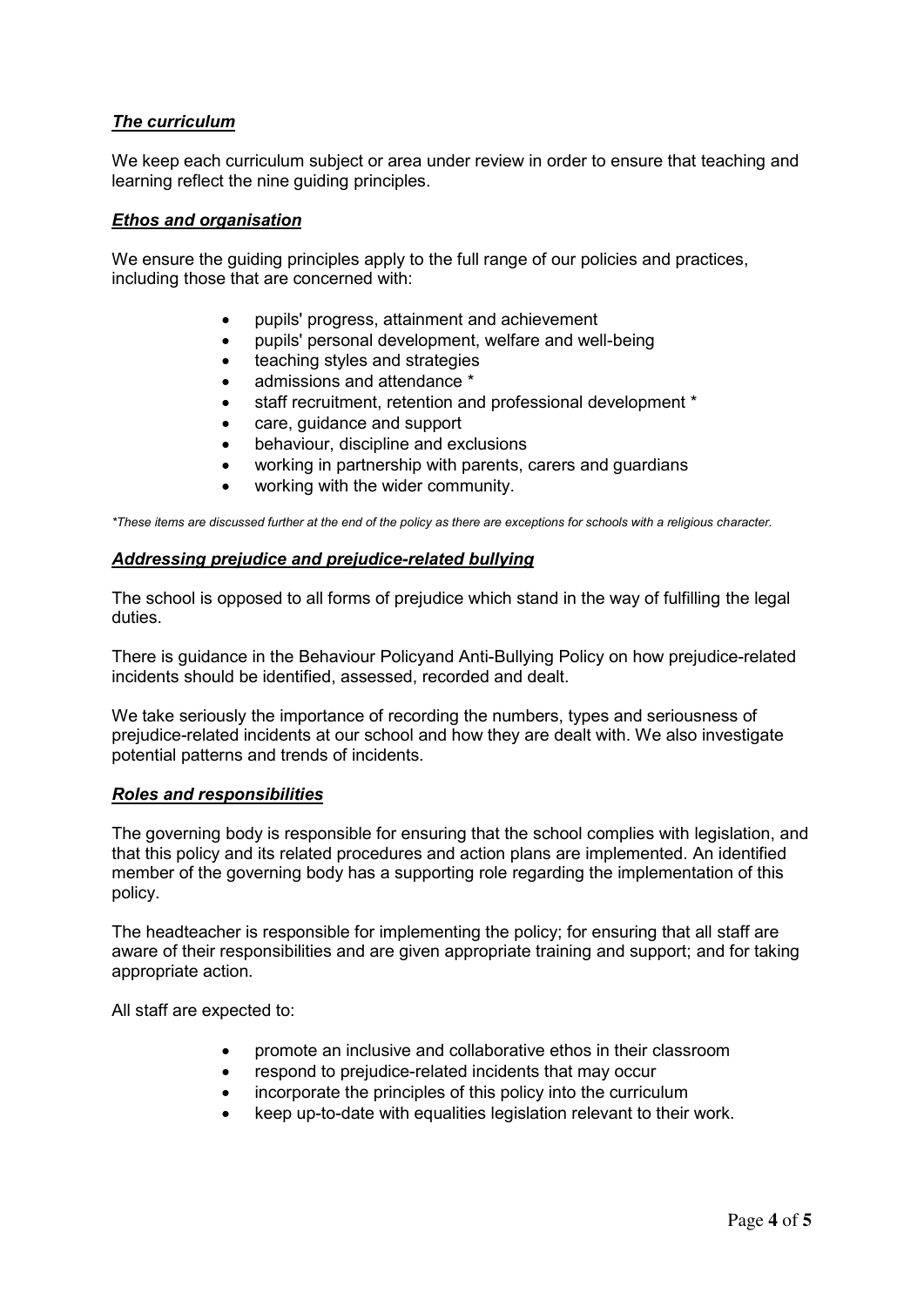### ***The curriculum***

We keep each curriculum subject or area under review in order to ensure that teaching and learning reflect the nine guiding principles.

### ***Ethos and organisation***

We ensure the guiding principles apply to the full range of our policies and practices, including those that are concerned with:

- pupils' progress, attainment and achievement
- pupils' personal development, welfare and well-being
- teaching styles and strategies
- admissions and attendance *
- staff recruitment, retention and professional development *
- care, guidance and support
- behaviour, discipline and exclusions
- working in partnership with parents, carers and guardians
- working with the wider community.

*\*These items are discussed further at the end of the policy as there are exceptions for schools with a religious character.*

### ***Addressing prejudice and prejudice-related bullying***

The school is opposed to all forms of prejudice which stand in the way of fulfilling the legal duties.

There is guidance in the Behaviour Policyand Anti-Bullying Policy on how prejudice-related incidents should be identified, assessed, recorded and dealt.

We take seriously the importance of recording the numbers, types and seriousness of prejudice-related incidents at our school and how they are dealt with. We also investigate potential patterns and trends of incidents.

### ***Roles and responsibilities***

The governing body is responsible for ensuring that the school complies with legislation, and that this policy and its related procedures and action plans are implemented. An identified member of the governing body has a supporting role regarding the implementation of this policy.

The headteacher is responsible for implementing the policy; for ensuring that all staff are aware of their responsibilities and are given appropriate training and support; and for taking appropriate action.

All staff are expected to:

- promote an inclusive and collaborative ethos in their classroom
- respond to prejudice-related incidents that may occur
- incorporate the principles of this policy into the curriculum
- keep up-to-date with equalities legislation relevant to their work.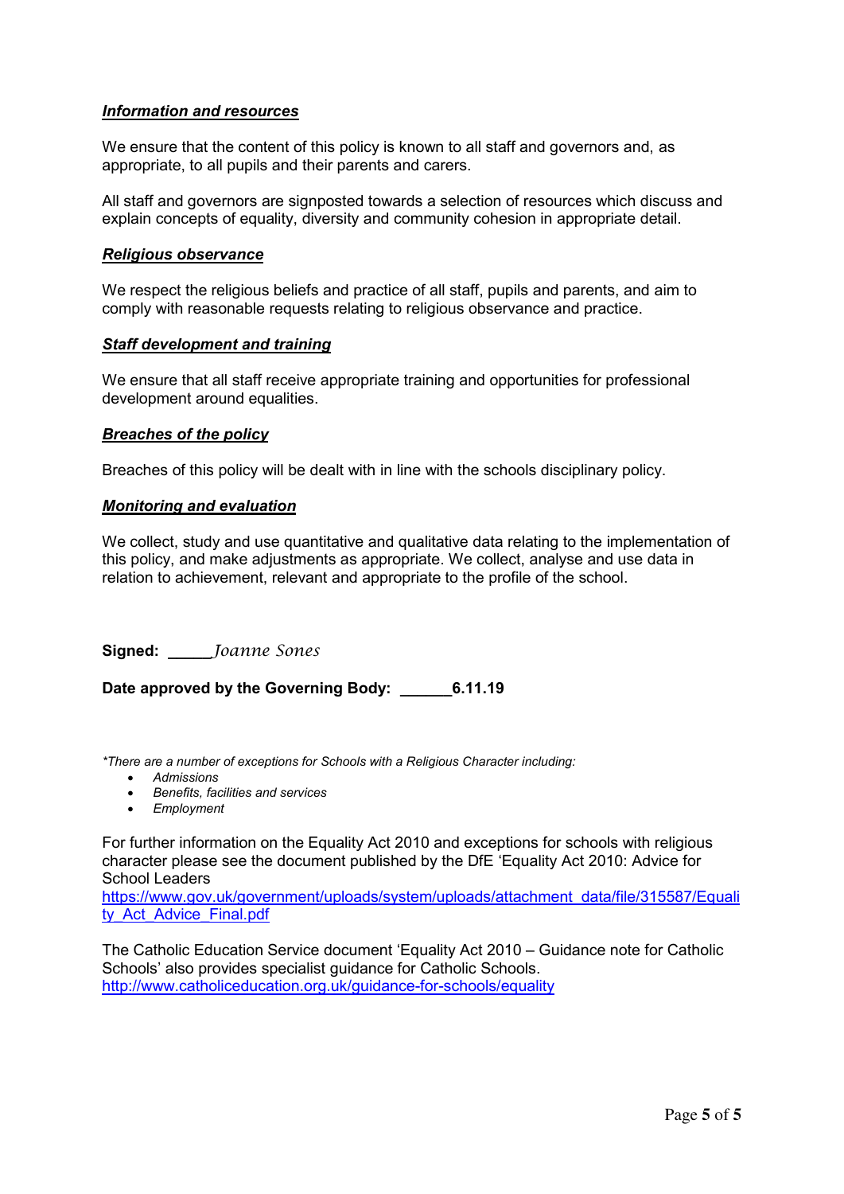***Information and resources***

We ensure that the content of this policy is known to all staff and governors and, as appropriate, to all pupils and their parents and carers.

All staff and governors are signposted towards a selection of resources which discuss and explain concepts of equality, diversity and community cohesion in appropriate detail.

***Religious observance***

We respect the religious beliefs and practice of all staff, pupils and parents, and aim to comply with reasonable requests relating to religious observance and practice.

***Staff development and training***

We ensure that all staff receive appropriate training and opportunities for professional development around equalities.

***Breaches of the policy***

Breaches of this policy will be dealt with in line with the schools disciplinary policy.

***Monitoring and evaluation***

We collect, study and use quantitative and qualitative data relating to the implementation of this policy, and make adjustments as appropriate. We collect, analyse and use data in relation to achievement, relevant and appropriate to the profile of the school.

**Signed:** _____*Joanne Sones*

**Date approved by the Governing Body: ______6.11.19**

*\*There are a number of exceptions for Schools with a Religious Character including:*

- *Admissions*
- *Benefits, facilities and services*
- *Employment*

For further information on the Equality Act 2010 and exceptions for schools with religious character please see the document published by the DfE 'Equality Act 2010: Advice for School Leaders
https://www.gov.uk/government/uploads/system/uploads/attachment_data/file/315587/Equality_Act_Advice_Final.pdf

The Catholic Education Service document 'Equality Act 2010 – Guidance note for Catholic Schools' also provides specialist guidance for Catholic Schools.
http://www.catholiceducation.org.uk/guidance-for-schools/equality